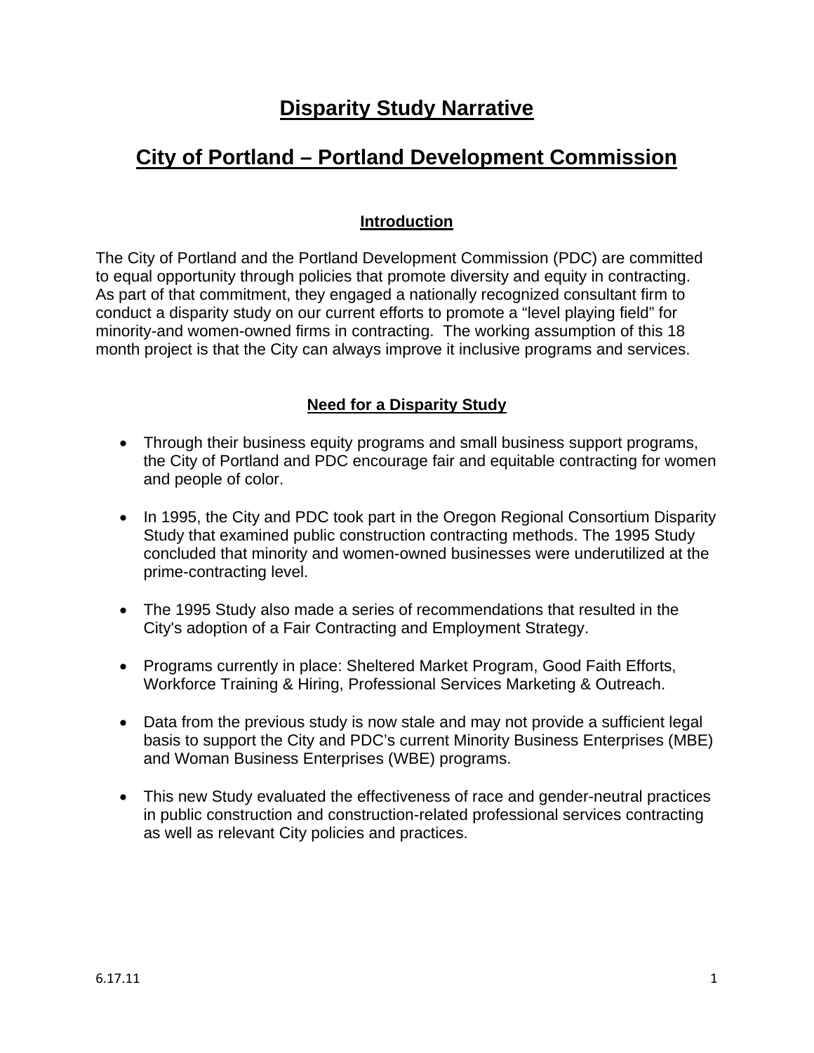# Disparity Study Narrative

# City of Portland – Portland Development Commission

## Introduction

The City of Portland and the Portland Development Commission (PDC) are committed to equal opportunity through policies that promote diversity and equity in contracting. As part of that commitment, they engaged a nationally recognized consultant firm to conduct a disparity study on our current efforts to promote a "level playing field" for minority-and women-owned firms in contracting. The working assumption of this 18 month project is that the City can always improve it inclusive programs and services.

## Need for a Disparity Study

- Through their business equity programs and small business support programs, the City of Portland and PDC encourage fair and equitable contracting for women and people of color.
- In 1995, the City and PDC took part in the Oregon Regional Consortium Disparity Study that examined public construction contracting methods. The 1995 Study concluded that minority and women-owned businesses were underutilized at the prime-contracting level.
- The 1995 Study also made a series of recommendations that resulted in the City's adoption of a Fair Contracting and Employment Strategy.
- Programs currently in place: Sheltered Market Program, Good Faith Efforts, Workforce Training & Hiring, Professional Services Marketing & Outreach.
- Data from the previous study is now stale and may not provide a sufficient legal basis to support the City and PDC's current Minority Business Enterprises (MBE) and Woman Business Enterprises (WBE) programs.
- This new Study evaluated the effectiveness of race and gender-neutral practices in public construction and construction-related professional services contracting as well as relevant City policies and practices.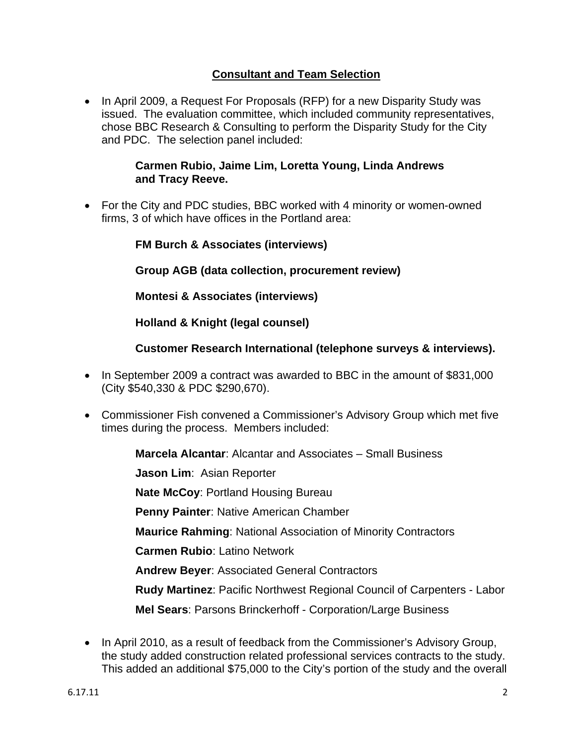## Consultant and Team Selection

- In April 2009, a Request For Proposals (RFP) for a new Disparity Study was issued. The evaluation committee, which included community representatives, chose BBC Research & Consulting to perform the Disparity Study for the City and PDC. The selection panel included:

  **Carmen Rubio, Jaime Lim, Loretta Young, Linda Andrews and Tracy Reeve.**

- For the City and PDC studies, BBC worked with 4 minority or women-owned firms, 3 of which have offices in the Portland area:

  **FM Burch & Associates (interviews)**

  **Group AGB (data collection, procurement review)**

  **Montesi & Associates (interviews)**

  **Holland & Knight (legal counsel)**

  **Customer Research International (telephone surveys & interviews).**

- In September 2009 a contract was awarded to BBC in the amount of $831,000 (City $540,330 & PDC $290,670).

- Commissioner Fish convened a Commissioner's Advisory Group which met five times during the process. Members included:

  **Marcela Alcantar**: Alcantar and Associates – Small Business

  **Jason Lim**: Asian Reporter

  **Nate McCoy**: Portland Housing Bureau

  **Penny Painter**: Native American Chamber

  **Maurice Rahming**: National Association of Minority Contractors

  **Carmen Rubio**: Latino Network

  **Andrew Beyer**: Associated General Contractors

  **Rudy Martinez**: Pacific Northwest Regional Council of Carpenters - Labor

  **Mel Sears**: Parsons Brinckerhoff - Corporation/Large Business

- In April 2010, as a result of feedback from the Commissioner's Advisory Group, the study added construction related professional services contracts to the study. This added an additional $75,000 to the City's portion of the study and the overall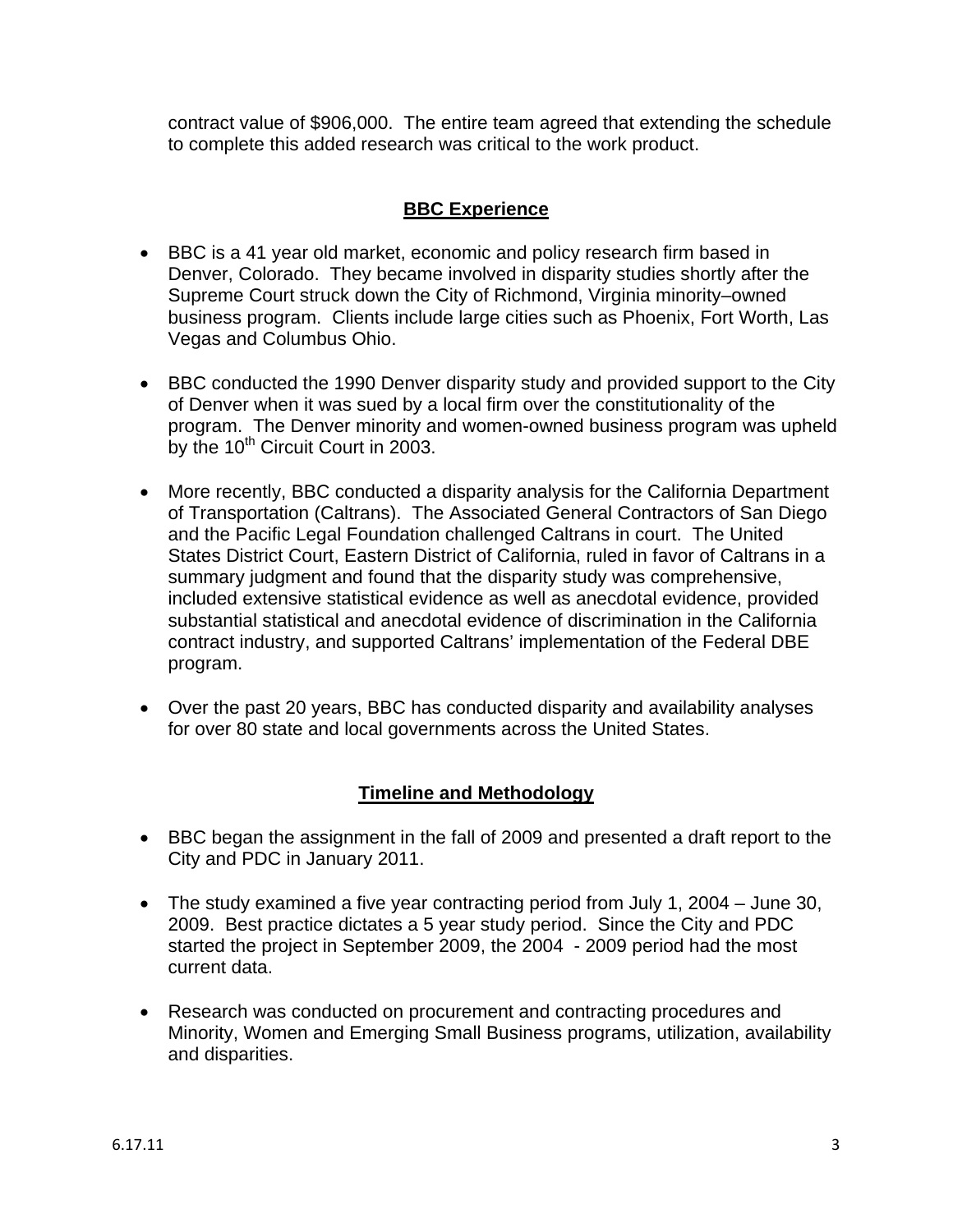contract value of $906,000. The entire team agreed that extending the schedule to complete this added research was critical to the work product.

## BBC Experience

- BBC is a 41 year old market, economic and policy research firm based in Denver, Colorado. They became involved in disparity studies shortly after the Supreme Court struck down the City of Richmond, Virginia minority–owned business program. Clients include large cities such as Phoenix, Fort Worth, Las Vegas and Columbus Ohio.

- BBC conducted the 1990 Denver disparity study and provided support to the City of Denver when it was sued by a local firm over the constitutionality of the program. The Denver minority and women-owned business program was upheld by the 10th Circuit Court in 2003.

- More recently, BBC conducted a disparity analysis for the California Department of Transportation (Caltrans). The Associated General Contractors of San Diego and the Pacific Legal Foundation challenged Caltrans in court. The United States District Court, Eastern District of California, ruled in favor of Caltrans in a summary judgment and found that the disparity study was comprehensive, included extensive statistical evidence as well as anecdotal evidence, provided substantial statistical and anecdotal evidence of discrimination in the California contract industry, and supported Caltrans' implementation of the Federal DBE program.

- Over the past 20 years, BBC has conducted disparity and availability analyses for over 80 state and local governments across the United States.

## Timeline and Methodology

- BBC began the assignment in the fall of 2009 and presented a draft report to the City and PDC in January 2011.

- The study examined a five year contracting period from July 1, 2004 – June 30, 2009. Best practice dictates a 5 year study period. Since the City and PDC started the project in September 2009, the 2004 - 2009 period had the most current data.

- Research was conducted on procurement and contracting procedures and Minority, Women and Emerging Small Business programs, utilization, availability and disparities.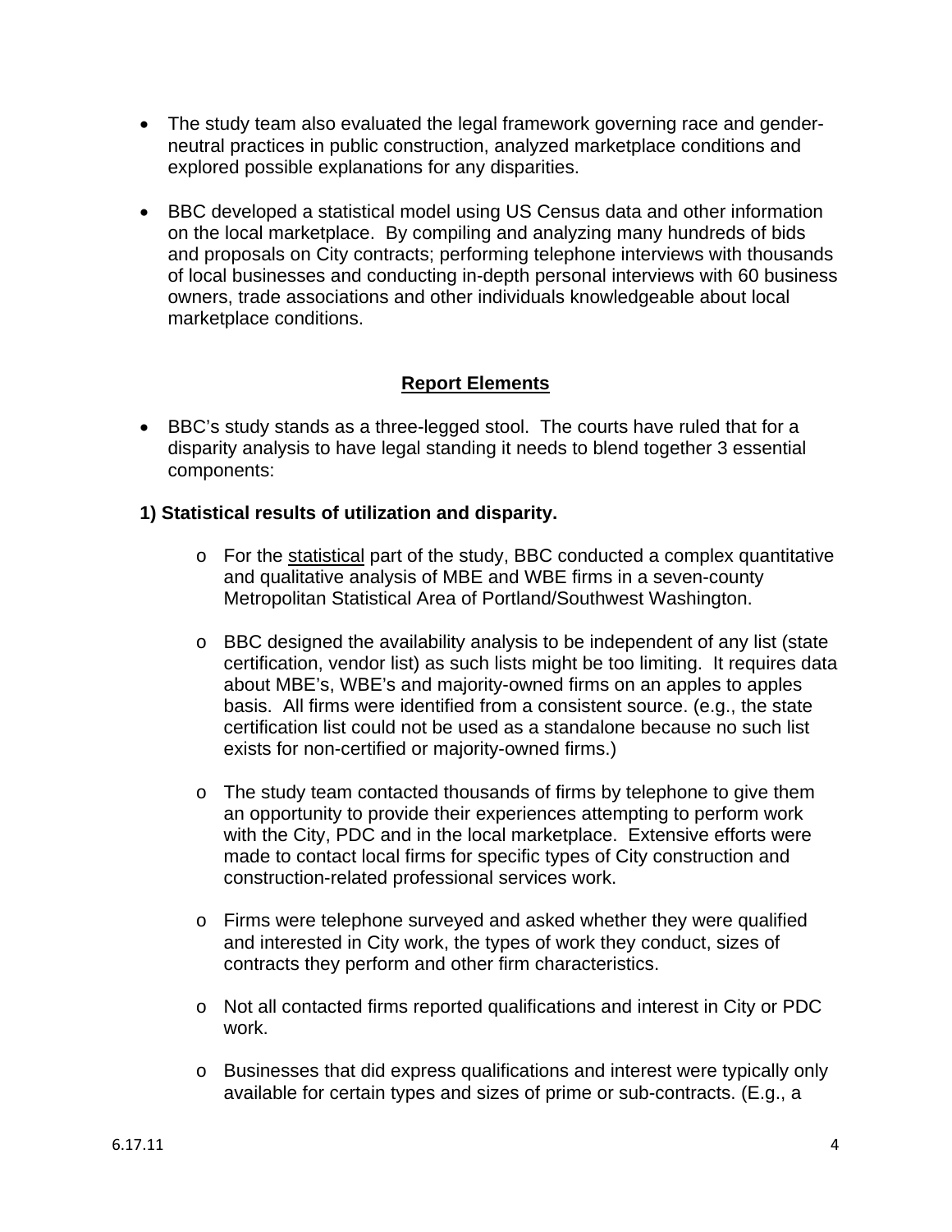- The study team also evaluated the legal framework governing race and gender-neutral practices in public construction, analyzed marketplace conditions and explored possible explanations for any disparities.

- BBC developed a statistical model using US Census data and other information on the local marketplace. By compiling and analyzing many hundreds of bids and proposals on City contracts; performing telephone interviews with thousands of local businesses and conducting in-depth personal interviews with 60 business owners, trade associations and other individuals knowledgeable about local marketplace conditions.

## Report Elements

- BBC's study stands as a three-legged stool. The courts have ruled that for a disparity analysis to have legal standing it needs to blend together 3 essential components:

**1) Statistical results of utilization and disparity.**

- For the statistical part of the study, BBC conducted a complex quantitative and qualitative analysis of MBE and WBE firms in a seven-county Metropolitan Statistical Area of Portland/Southwest Washington.

- BBC designed the availability analysis to be independent of any list (state certification, vendor list) as such lists might be too limiting. It requires data about MBE's, WBE's and majority-owned firms on an apples to apples basis. All firms were identified from a consistent source. (e.g., the state certification list could not be used as a standalone because no such list exists for non-certified or majority-owned firms.)

- The study team contacted thousands of firms by telephone to give them an opportunity to provide their experiences attempting to perform work with the City, PDC and in the local marketplace. Extensive efforts were made to contact local firms for specific types of City construction and construction-related professional services work.

- Firms were telephone surveyed and asked whether they were qualified and interested in City work, the types of work they conduct, sizes of contracts they perform and other firm characteristics.

- Not all contacted firms reported qualifications and interest in City or PDC work.

- Businesses that did express qualifications and interest were typically only available for certain types and sizes of prime or sub-contracts. (E.g., a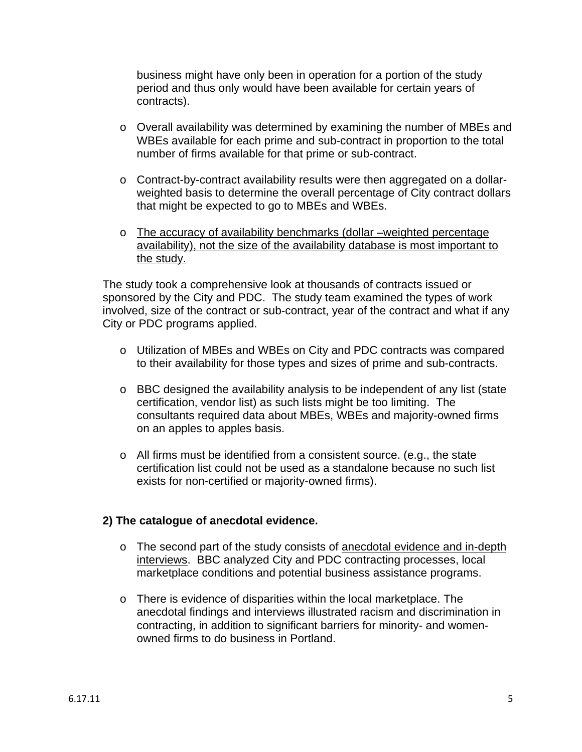business might have only been in operation for a portion of the study period and thus only would have been available for certain years of contracts).

- Overall availability was determined by examining the number of MBEs and WBEs available for each prime and sub-contract in proportion to the total number of firms available for that prime or sub-contract.

- Contract-by-contract availability results were then aggregated on a dollar-weighted basis to determine the overall percentage of City contract dollars that might be expected to go to MBEs and WBEs.

- <u>The accuracy of availability benchmarks (dollar –weighted percentage availability), not the size of the availability database is most important to the study.</u>

The study took a comprehensive look at thousands of contracts issued or sponsored by the City and PDC. The study team examined the types of work involved, size of the contract or sub-contract, year of the contract and what if any City or PDC programs applied.

- Utilization of MBEs and WBEs on City and PDC contracts was compared to their availability for those types and sizes of prime and sub-contracts.

- BBC designed the availability analysis to be independent of any list (state certification, vendor list) as such lists might be too limiting. The consultants required data about MBEs, WBEs and majority-owned firms on an apples to apples basis.

- All firms must be identified from a consistent source. (e.g., the state certification list could not be used as a standalone because no such list exists for non-certified or majority-owned firms).

**2) The catalogue of anecdotal evidence.**

- The second part of the study consists of <u>anecdotal evidence and in-depth interviews</u>. BBC analyzed City and PDC contracting processes, local marketplace conditions and potential business assistance programs.

- There is evidence of disparities within the local marketplace. The anecdotal findings and interviews illustrated racism and discrimination in contracting, in addition to significant barriers for minority- and women-owned firms to do business in Portland.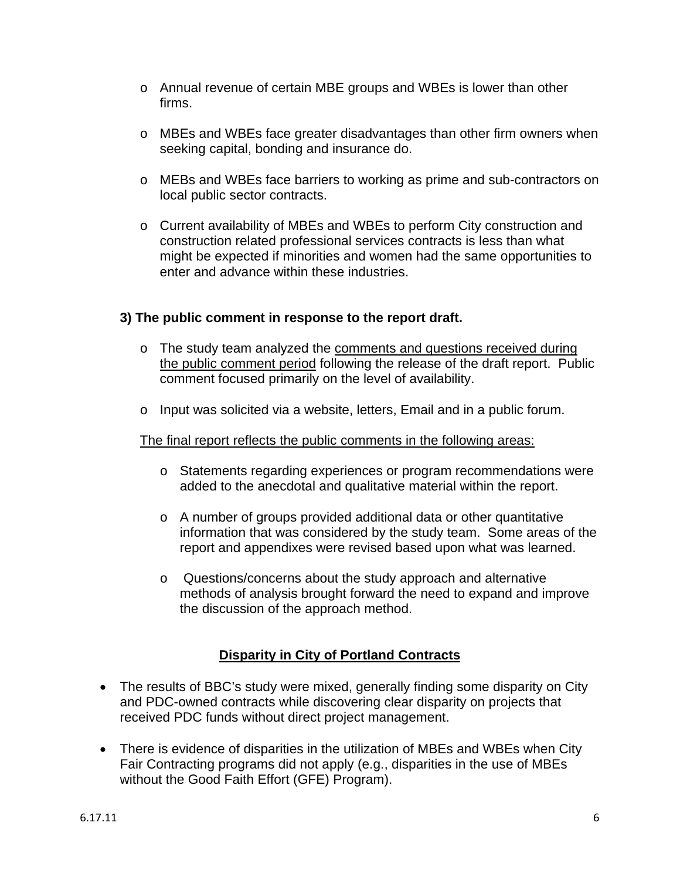- Annual revenue of certain MBE groups and WBEs is lower than other firms.

- MBEs and WBEs face greater disadvantages than other firm owners when seeking capital, bonding and insurance do.

- MEBs and WBEs face barriers to working as prime and sub-contractors on local public sector contracts.

- Current availability of MBEs and WBEs to perform City construction and construction related professional services contracts is less than what might be expected if minorities and women had the same opportunities to enter and advance within these industries.

**3) The public comment in response to the report draft.**

- The study team analyzed the comments and questions received during the public comment period following the release of the draft report. Public comment focused primarily on the level of availability.

- Input was solicited via a website, letters, Email and in a public forum.

The final report reflects the public comments in the following areas:

- Statements regarding experiences or program recommendations were added to the anecdotal and qualitative material within the report.

- A number of groups provided additional data or other quantitative information that was considered by the study team. Some areas of the report and appendixes were revised based upon what was learned.

- Questions/concerns about the study approach and alternative methods of analysis brought forward the need to expand and improve the discussion of the approach method.

## Disparity in City of Portland Contracts

- The results of BBC's study were mixed, generally finding some disparity on City and PDC-owned contracts while discovering clear disparity on projects that received PDC funds without direct project management.

- There is evidence of disparities in the utilization of MBEs and WBEs when City Fair Contracting programs did not apply (e.g., disparities in the use of MBEs without the Good Faith Effort (GFE) Program).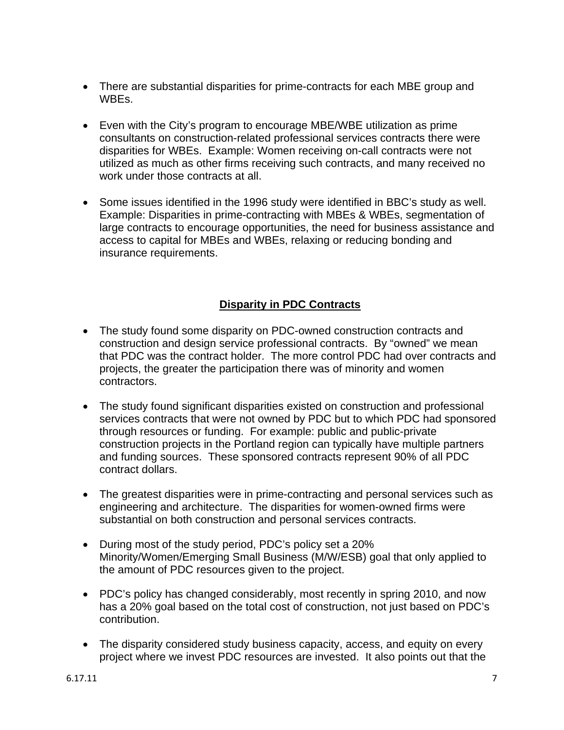- There are substantial disparities for prime-contracts for each MBE group and WBEs.

- Even with the City's program to encourage MBE/WBE utilization as prime consultants on construction-related professional services contracts there were disparities for WBEs. Example: Women receiving on-call contracts were not utilized as much as other firms receiving such contracts, and many received no work under those contracts at all.

- Some issues identified in the 1996 study were identified in BBC's study as well. Example: Disparities in prime-contracting with MBEs & WBEs, segmentation of large contracts to encourage opportunities, the need for business assistance and access to capital for MBEs and WBEs, relaxing or reducing bonding and insurance requirements.

## Disparity in PDC Contracts

- The study found some disparity on PDC-owned construction contracts and construction and design service professional contracts. By "owned" we mean that PDC was the contract holder. The more control PDC had over contracts and projects, the greater the participation there was of minority and women contractors.

- The study found significant disparities existed on construction and professional services contracts that were not owned by PDC but to which PDC had sponsored through resources or funding. For example: public and public-private construction projects in the Portland region can typically have multiple partners and funding sources. These sponsored contracts represent 90% of all PDC contract dollars.

- The greatest disparities were in prime-contracting and personal services such as engineering and architecture. The disparities for women-owned firms were substantial on both construction and personal services contracts.

- During most of the study period, PDC's policy set a 20% Minority/Women/Emerging Small Business (M/W/ESB) goal that only applied to the amount of PDC resources given to the project.

- PDC's policy has changed considerably, most recently in spring 2010, and now has a 20% goal based on the total cost of construction, not just based on PDC's contribution.

- The disparity considered study business capacity, access, and equity on every project where we invest PDC resources are invested. It also points out that the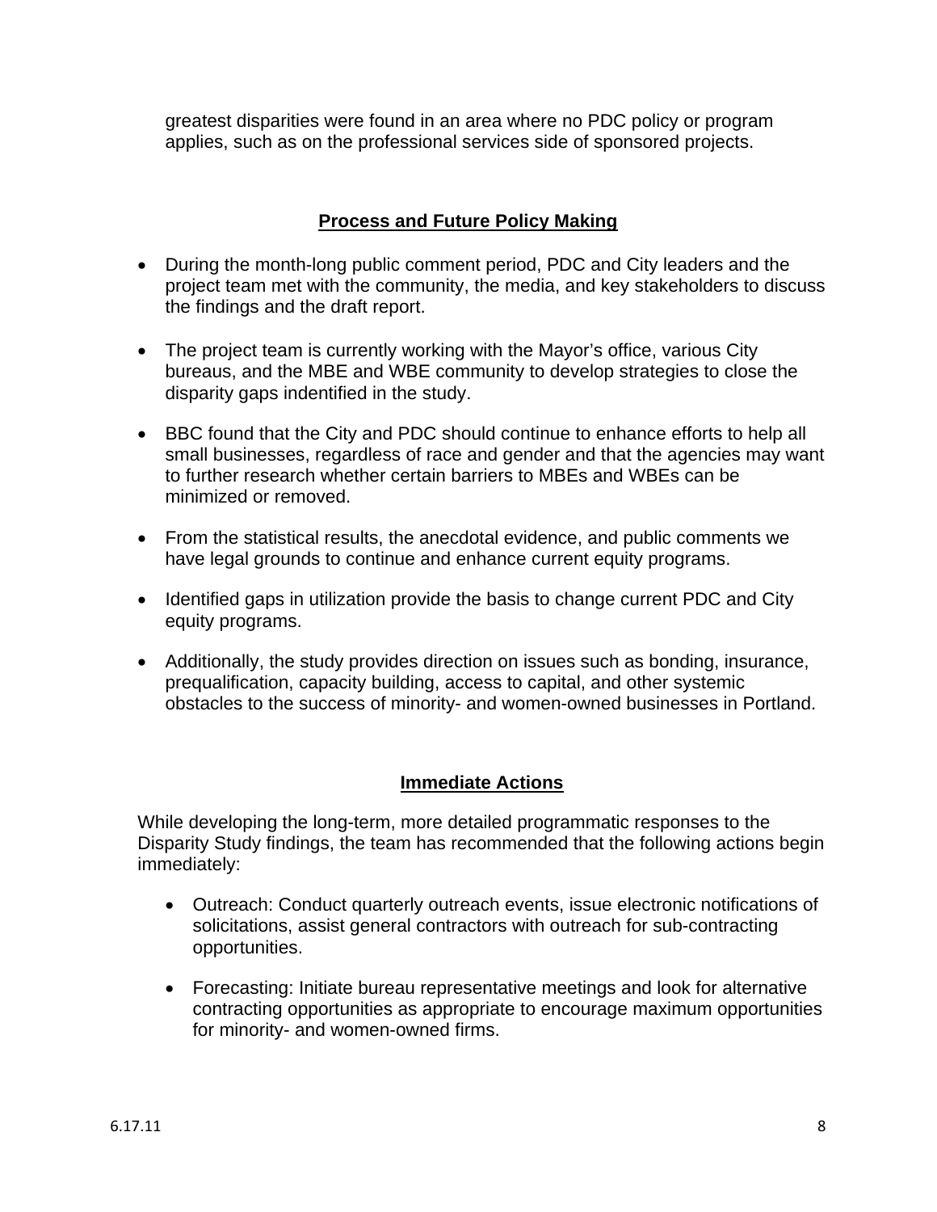greatest disparities were found in an area where no PDC policy or program applies, such as on the professional services side of sponsored projects.

## Process and Future Policy Making

- During the month-long public comment period, PDC and City leaders and the project team met with the community, the media, and key stakeholders to discuss the findings and the draft report.
- The project team is currently working with the Mayor's office, various City bureaus, and the MBE and WBE community to develop strategies to close the disparity gaps indentified in the study.
- BBC found that the City and PDC should continue to enhance efforts to help all small businesses, regardless of race and gender and that the agencies may want to further research whether certain barriers to MBEs and WBEs can be minimized or removed.
- From the statistical results, the anecdotal evidence, and public comments we have legal grounds to continue and enhance current equity programs.
- Identified gaps in utilization provide the basis to change current PDC and City equity programs.
- Additionally, the study provides direction on issues such as bonding, insurance, prequalification, capacity building, access to capital, and other systemic obstacles to the success of minority- and women-owned businesses in Portland.

## Immediate Actions

While developing the long-term, more detailed programmatic responses to the Disparity Study findings, the team has recommended that the following actions begin immediately:

- Outreach: Conduct quarterly outreach events, issue electronic notifications of solicitations, assist general contractors with outreach for sub-contracting opportunities.
- Forecasting: Initiate bureau representative meetings and look for alternative contracting opportunities as appropriate to encourage maximum opportunities for minority- and women-owned firms.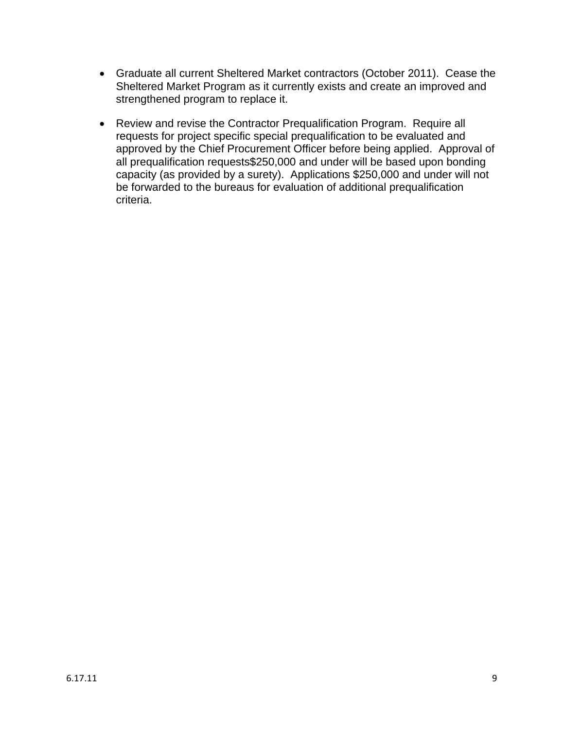- Graduate all current Sheltered Market contractors (October 2011). Cease the Sheltered Market Program as it currently exists and create an improved and strengthened program to replace it.

- Review and revise the Contractor Prequalification Program. Require all requests for project specific special prequalification to be evaluated and approved by the Chief Procurement Officer before being applied. Approval of all prequalification requests$250,000 and under will be based upon bonding capacity (as provided by a surety). Applications $250,000 and under will not be forwarded to the bureaus for evaluation of additional prequalification criteria.